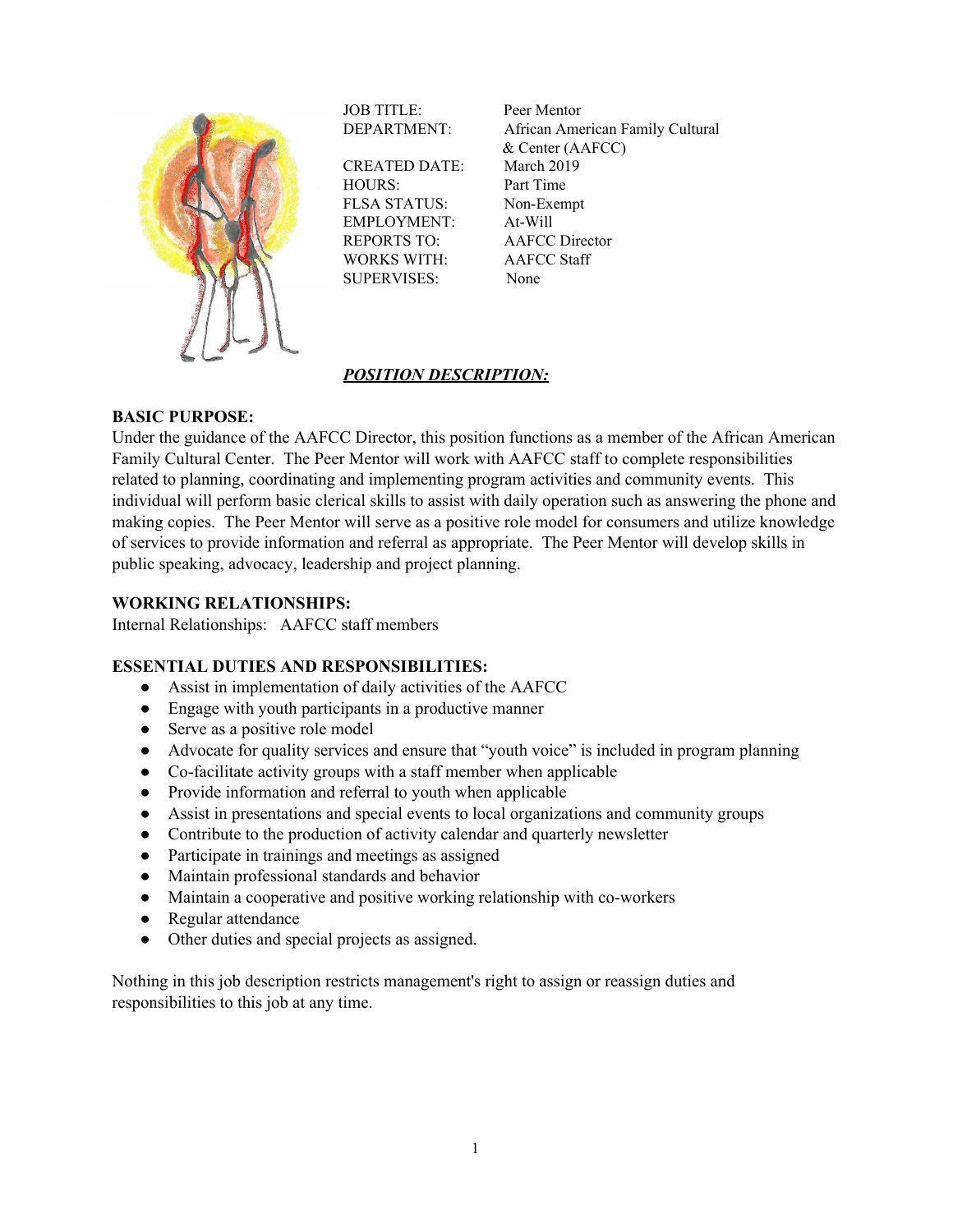| | |
|---|---|
| JOB TITLE: | Peer Mentor |
| DEPARTMENT: | African American Family Cultural & Center (AAFCC) |
| CREATED DATE: | March 2019 |
| HOURS: | Part Time |
| FLSA STATUS: | Non-Exempt |
| EMPLOYMENT: | At-Will |
| REPORTS TO: | AAFCC Director |
| WORKS WITH: | AAFCC Staff |
| SUPERVISES: | None |

***POSITION DESCRIPTION:***

**BASIC PURPOSE:**
Under the guidance of the AAFCC Director, this position functions as a member of the African American Family Cultural Center. The Peer Mentor will work with AAFCC staff to complete responsibilities related to planning, coordinating and implementing program activities and community events. This individual will perform basic clerical skills to assist with daily operation such as answering the phone and making copies. The Peer Mentor will serve as a positive role model for consumers and utilize knowledge of services to provide information and referral as appropriate. The Peer Mentor will develop skills in public speaking, advocacy, leadership and project planning.

**WORKING RELATIONSHIPS:**
Internal Relationships: AAFCC staff members

**ESSENTIAL DUTIES AND RESPONSIBILITIES:**

- Assist in implementation of daily activities of the AAFCC
- Engage with youth participants in a productive manner
- Serve as a positive role model
- Advocate for quality services and ensure that "youth voice" is included in program planning
- Co-facilitate activity groups with a staff member when applicable
- Provide information and referral to youth when applicable
- Assist in presentations and special events to local organizations and community groups
- Contribute to the production of activity calendar and quarterly newsletter
- Participate in trainings and meetings as assigned
- Maintain professional standards and behavior
- Maintain a cooperative and positive working relationship with co-workers
- Regular attendance
- Other duties and special projects as assigned.

Nothing in this job description restricts management's right to assign or reassign duties and responsibilities to this job at any time.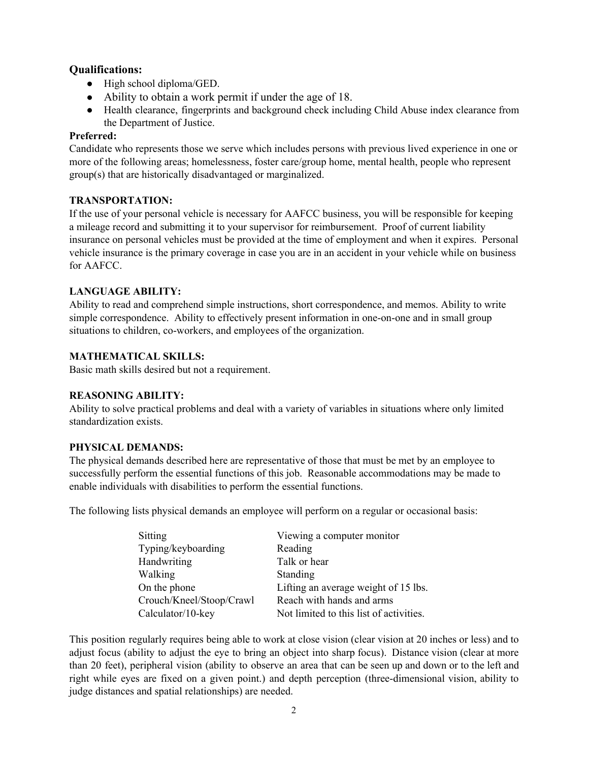### Qualifications:

- High school diploma/GED.
- Ability to obtain a work permit if under the age of 18.
- Health clearance, fingerprints and background check including Child Abuse index clearance from the Department of Justice.

**Preferred:**

Candidate who represents those we serve which includes persons with previous lived experience in one or more of the following areas; homelessness, foster care/group home, mental health, people who represent group(s) that are historically disadvantaged or marginalized.

**TRANSPORTATION:**

If the use of your personal vehicle is necessary for AAFCC business, you will be responsible for keeping a mileage record and submitting it to your supervisor for reimbursement. Proof of current liability insurance on personal vehicles must be provided at the time of employment and when it expires. Personal vehicle insurance is the primary coverage in case you are in an accident in your vehicle while on business for AAFCC.

**LANGUAGE ABILITY:**

Ability to read and comprehend simple instructions, short correspondence, and memos. Ability to write simple correspondence. Ability to effectively present information in one-on-one and in small group situations to children, co-workers, and employees of the organization.

**MATHEMATICAL SKILLS:**

Basic math skills desired but not a requirement.

**REASONING ABILITY:**

Ability to solve practical problems and deal with a variety of variables in situations where only limited standardization exists.

**PHYSICAL DEMANDS:**

The physical demands described here are representative of those that must be met by an employee to successfully perform the essential functions of this job. Reasonable accommodations may be made to enable individuals with disabilities to perform the essential functions.

The following lists physical demands an employee will perform on a regular or occasional basis:

| | |
|---|---|
| Sitting | Viewing a computer monitor |
| Typing/keyboarding | Reading |
| Handwriting | Talk or hear |
| Walking | Standing |
| On the phone | Lifting an average weight of 15 lbs. |
| Crouch/Kneel/Stoop/Crawl | Reach with hands and arms |
| Calculator/10-key | Not limited to this list of activities. |

This position regularly requires being able to work at close vision (clear vision at 20 inches or less) and to adjust focus (ability to adjust the eye to bring an object into sharp focus). Distance vision (clear at more than 20 feet), peripheral vision (ability to observe an area that can be seen up and down or to the left and right while eyes are fixed on a given point.) and depth perception (three-dimensional vision, ability to judge distances and spatial relationships) are needed.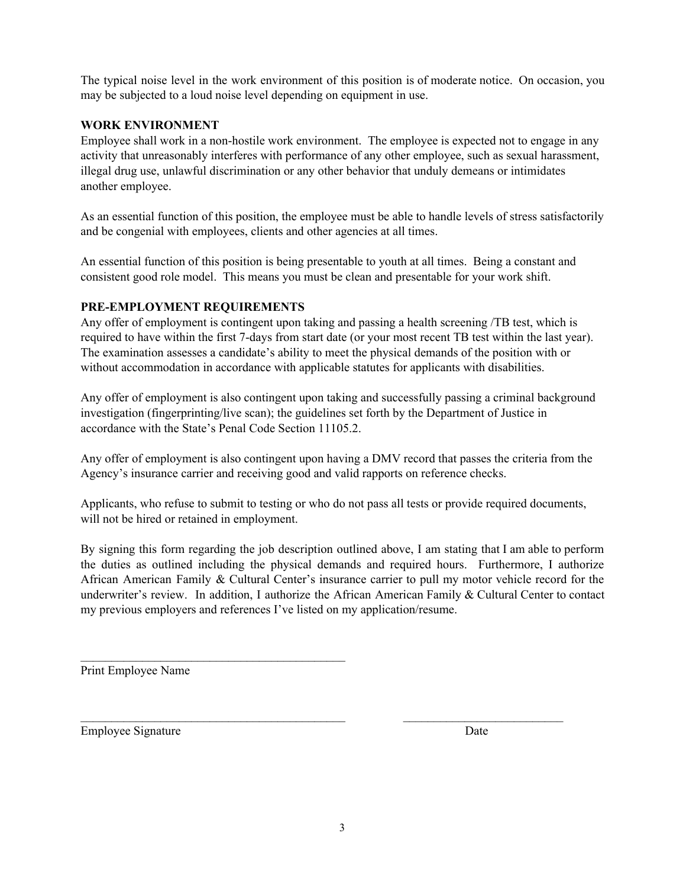The typical noise level in the work environment of this position is of moderate notice. On occasion, you may be subjected to a loud noise level depending on equipment in use.

**WORK ENVIRONMENT**

Employee shall work in a non-hostile work environment. The employee is expected not to engage in any activity that unreasonably interferes with performance of any other employee, such as sexual harassment, illegal drug use, unlawful discrimination or any other behavior that unduly demeans or intimidates another employee.

As an essential function of this position, the employee must be able to handle levels of stress satisfactorily and be congenial with employees, clients and other agencies at all times.

An essential function of this position is being presentable to youth at all times. Being a constant and consistent good role model. This means you must be clean and presentable for your work shift.

**PRE-EMPLOYMENT REQUIREMENTS**

Any offer of employment is contingent upon taking and passing a health screening /TB test, which is required to have within the first 7-days from start date (or your most recent TB test within the last year). The examination assesses a candidate's ability to meet the physical demands of the position with or without accommodation in accordance with applicable statutes for applicants with disabilities.

Any offer of employment is also contingent upon taking and successfully passing a criminal background investigation (fingerprinting/live scan); the guidelines set forth by the Department of Justice in accordance with the State's Penal Code Section 11105.2.

Any offer of employment is also contingent upon having a DMV record that passes the criteria from the Agency's insurance carrier and receiving good and valid rapports on reference checks.

Applicants, who refuse to submit to testing or who do not pass all tests or provide required documents, will not be hired or retained in employment.

By signing this form regarding the job description outlined above, I am stating that I am able to perform the duties as outlined including the physical demands and required hours. Furthermore, I authorize African American Family & Cultural Center's insurance carrier to pull my motor vehicle record for the underwriter's review. In addition, I authorize the African American Family & Cultural Center to contact my previous employers and references I've listed on my application/resume.

\_\_\_\_\_\_\_\_\_\_\_\_\_\_\_\_\_\_\_\_\_\_\_\_\_\_\_\_\_\_\_\_\_\_\_\_\_\_\_\_\_\_\_\_\_

Print Employee Name

\_\_\_\_\_\_\_\_\_\_\_\_\_\_\_\_\_\_\_\_\_\_\_\_\_\_\_\_\_\_\_\_\_\_\_\_\_\_\_\_\_\_\_\_\_ \_\_\_\_\_\_\_\_\_\_\_\_\_\_\_\_\_\_\_\_\_\_\_\_\_\_\_\_

Employee Signature Date